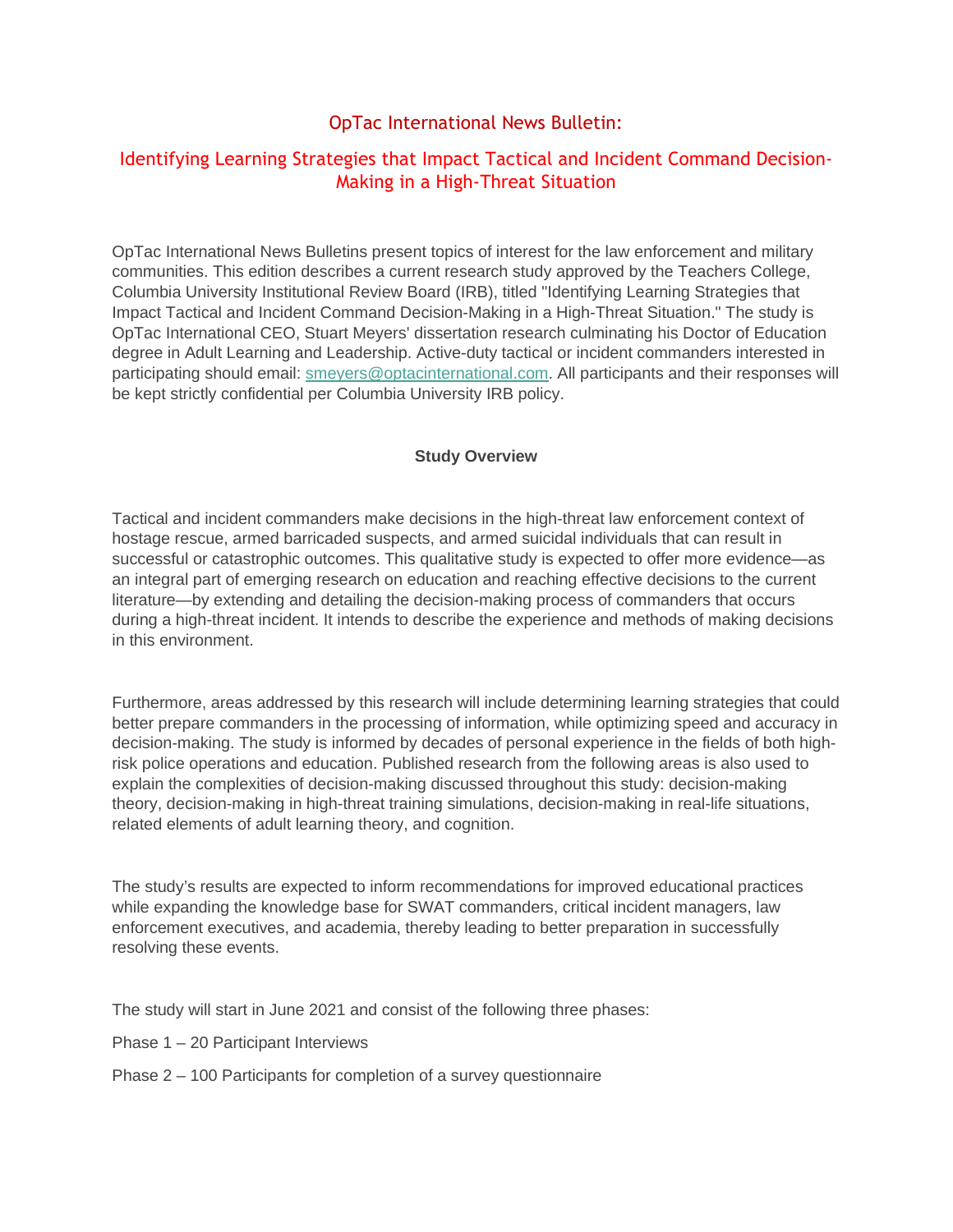# OpTac International News Bulletin:

## Identifying Learning Strategies that Impact Tactical and Incident Command Decision-Making in a High-Threat Situation

OpTac International News Bulletins present topics of interest for the law enforcement and military communities. This edition describes a current research study approved by the Teachers College, Columbia University Institutional Review Board (IRB), titled "Identifying Learning Strategies that Impact Tactical and Incident Command Decision-Making in a High-Threat Situation." The study is OpTac International CEO, Stuart Meyers' dissertation research culminating his Doctor of Education degree in Adult Learning and Leadership. Active-duty tactical or incident commanders interested in participating should email: smeyers@optacinternational.com. All participants and their responses will be kept strictly confidential per Columbia University IRB policy.

**Study Overview**

Tactical and incident commanders make decisions in the high-threat law enforcement context of hostage rescue, armed barricaded suspects, and armed suicidal individuals that can result in successful or catastrophic outcomes. This qualitative study is expected to offer more evidence—as an integral part of emerging research on education and reaching effective decisions to the current literature—by extending and detailing the decision-making process of commanders that occurs during a high-threat incident. It intends to describe the experience and methods of making decisions in this environment.

Furthermore, areas addressed by this research will include determining learning strategies that could better prepare commanders in the processing of information, while optimizing speed and accuracy in decision-making. The study is informed by decades of personal experience in the fields of both high-risk police operations and education. Published research from the following areas is also used to explain the complexities of decision-making discussed throughout this study: decision-making theory, decision-making in high-threat training simulations, decision-making in real-life situations, related elements of adult learning theory, and cognition.

The study's results are expected to inform recommendations for improved educational practices while expanding the knowledge base for SWAT commanders, critical incident managers, law enforcement executives, and academia, thereby leading to better preparation in successfully resolving these events.

The study will start in June 2021 and consist of the following three phases:

Phase 1 – 20 Participant Interviews

Phase 2 – 100 Participants for completion of a survey questionnaire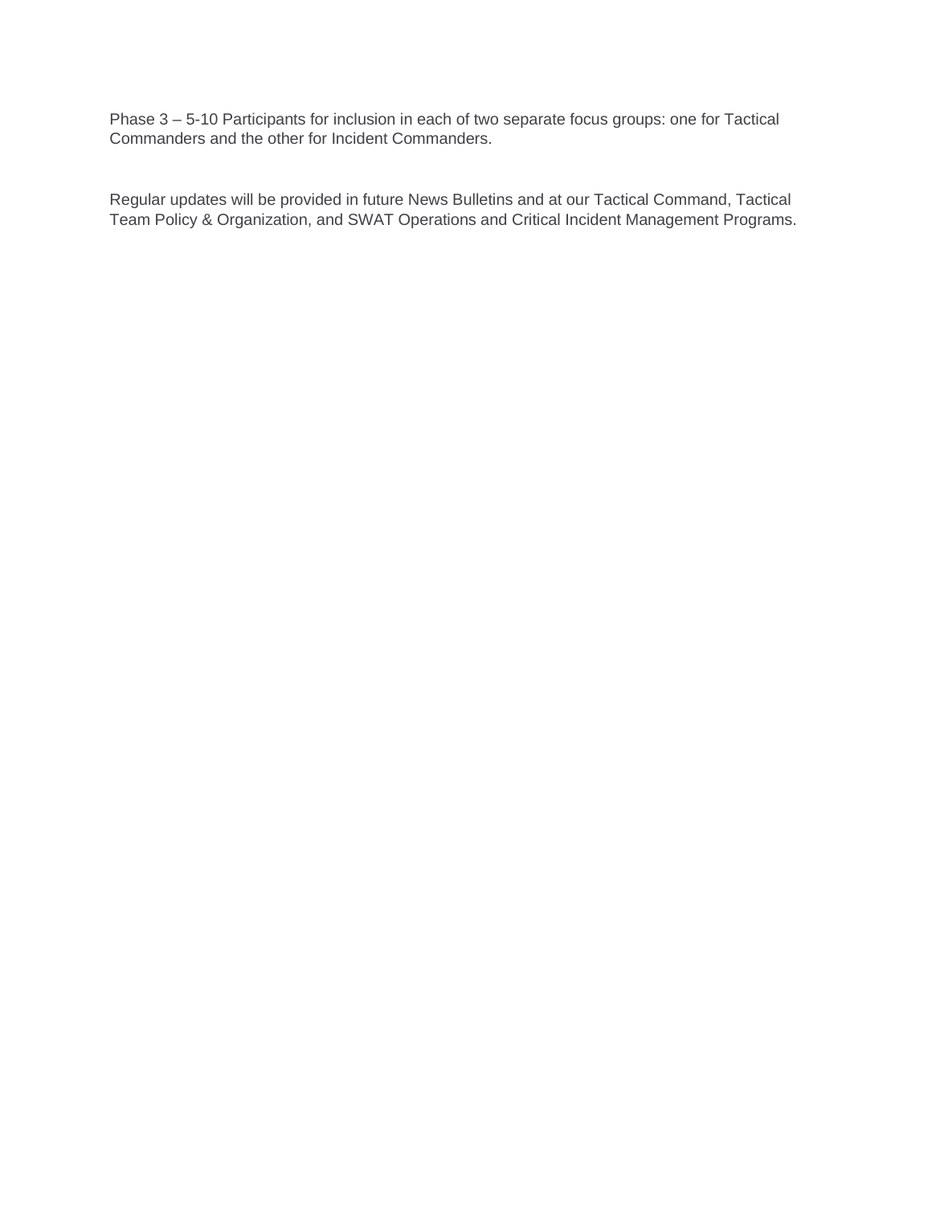Phase 3 – 5-10 Participants for inclusion in each of two separate focus groups: one for Tactical Commanders and the other for Incident Commanders.

Regular updates will be provided in future News Bulletins and at our Tactical Command, Tactical Team Policy & Organization, and SWAT Operations and Critical Incident Management Programs.